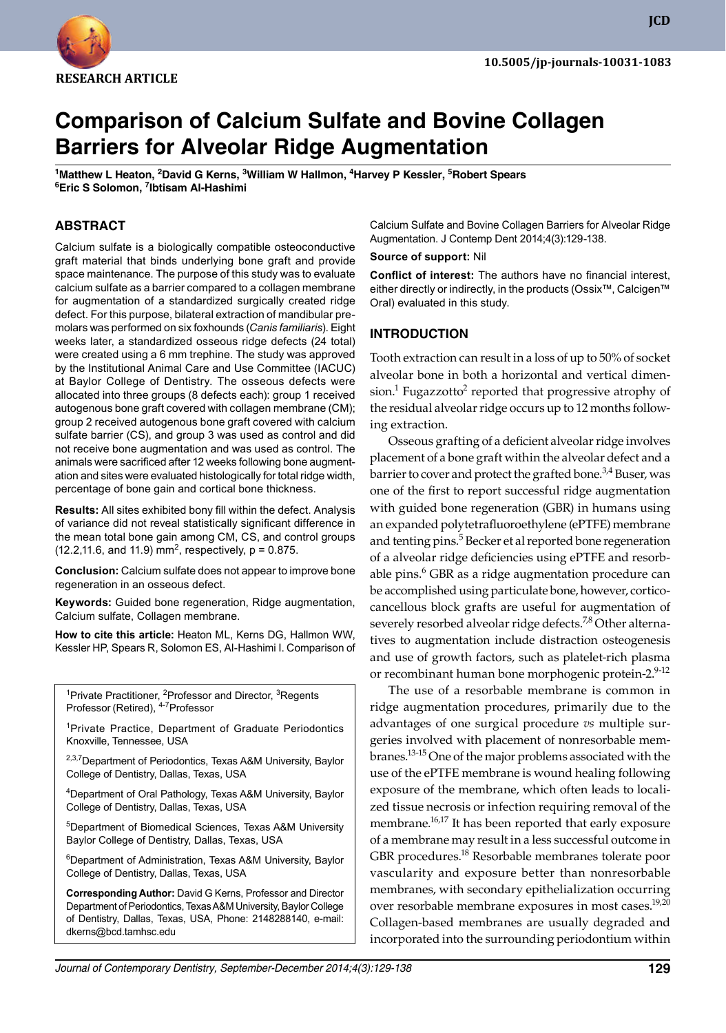RESEARCH ARTICLE

10.5005/jp-journals-10031-1083

# Comparison of Calcium Sulfate and Bovine Collagen Barriers for Alveolar Ridge Augmentation

[1]Matthew L Heaton, [2]David G Kerns, [3]William W Hallmon, [4]Harvey P Kessler, [5]Robert Spears, [6]Eric S Solomon, [7]Ibtisam Al-Hashimi

## ABSTRACT

Calcium sulfate is a biologically compatible osteoconductive graft material that binds underlying bone graft and provide space maintenance. The purpose of this study was to evaluate calcium sulfate as a barrier compared to a collagen membrane for augmentation of a standardized surgically created ridge defect. For this purpose, bilateral extraction of mandibular premolars was performed on six foxhounds (*Canis familiaris*). Eight weeks later, a standardized osseous ridge defects (24 total) were created using a 6 mm trephine. The study was approved by the Institutional Animal Care and Use Committee (IACUC) at Baylor College of Dentistry. The osseous defects were allocated into three groups (8 defects each): group 1 received autogenous bone graft covered with collagen membrane (CM); group 2 received autogenous bone graft covered with calcium sulfate barrier (CS), and group 3 was used as control and did not receive bone augmentation and was used as control. The animals were sacrificed after 12 weeks following bone augmentation and sites were evaluated histologically for total ridge width, percentage of bone gain and cortical bone thickness.

**Results:** All sites exhibited bony fill within the defect. Analysis of variance did not reveal statistically significant difference in the mean total bone gain among CM, CS, and control groups (12.2,11.6, and 11.9) $mm^2$, respectively, $p = 0.875$.

**Conclusion:** Calcium sulfate does not appear to improve bone regeneration in an osseous defect.

**Keywords:** Guided bone regeneration, Ridge augmentation, Calcium sulfate, Collagen membrane.

**How to cite this article:** Heaton ML, Kerns DG, Hallmon WW, Kessler HP, Spears R, Solomon ES, Al-Hashimi I. Comparison of Calcium Sulfate and Bovine Collagen Barriers for Alveolar Ridge Augmentation. J Contemp Dent 2014;4(3):129-138.

**Source of support:** Nil

**Conflict of interest:** The authors have no financial interest, either directly or indirectly, in the products (Ossix™, Calcigen™ Oral) evaluated in this study.

[1]Private Practitioner, [2]Professor and Director, [3]Regents Professor (Retired), [4-7]Professor

[1]Private Practice, Department of Graduate Periodontics Knoxville, Tennessee, USA

[2,3,7]Department of Periodontics, Texas A&M University, Baylor College of Dentistry, Dallas, Texas, USA

[4]Department of Oral Pathology, Texas A&M University, Baylor College of Dentistry, Dallas, Texas, USA

[5]Department of Biomedical Sciences, Texas A&M University Baylor College of Dentistry, Dallas, Texas, USA

[6]Department of Administration, Texas A&M University, Baylor College of Dentistry, Dallas, Texas, USA

**Corresponding Author:** David G Kerns, Professor and Director Department of Periodontics, Texas A&M University, Baylor College of Dentistry, Dallas, Texas, USA, Phone: 2148288140, e-mail: dkerns@bcd.tamhsc.edu

## INTRODUCTION

Tooth extraction can result in a loss of up to 50% of socket alveolar bone in both a horizontal and vertical dimension.[1] Fugazzotto[2] reported that progressive atrophy of the residual alveolar ridge occurs up to 12 months following extraction.

Osseous grafting of a deficient alveolar ridge involves placement of a bone graft within the alveolar defect and a barrier to cover and protect the grafted bone.[3,4] Buser, was one of the first to report successful ridge augmentation with guided bone regeneration (GBR) in humans using an expanded polytetrafluoroethylene (ePTFE) membrane and tenting pins.[5] Becker et al reported bone regeneration of a alveolar ridge deficiencies using ePTFE and resorbable pins.[6] GBR as a ridge augmentation procedure can be accomplished using particulate bone, however, corticocancellous block grafts are useful for augmentation of severely resorbed alveolar ridge defects.[7,8] Other alternatives to augmentation include distraction osteogenesis and use of growth factors, such as platelet-rich plasma or recombinant human bone morphogenic protein-2.[9-12]

The use of a resorbable membrane is common in ridge augmentation procedures, primarily due to the advantages of one surgical procedure *vs* multiple surgeries involved with placement of nonresorbable membranes.[13-15] One of the major problems associated with the use of the ePTFE membrane is wound healing following exposure of the membrane, which often leads to localized tissue necrosis or infection requiring removal of the membrane.[16,17] It has been reported that early exposure of a membrane may result in a less successful outcome in GBR procedures.[18] Resorbable membranes tolerate poor vascularity and exposure better than nonresorbable membranes, with secondary epithelialization occurring over resorbable membrane exposures in most cases.[19,20] Collagen-based membranes are usually degraded and incorporated into the surrounding periodontium within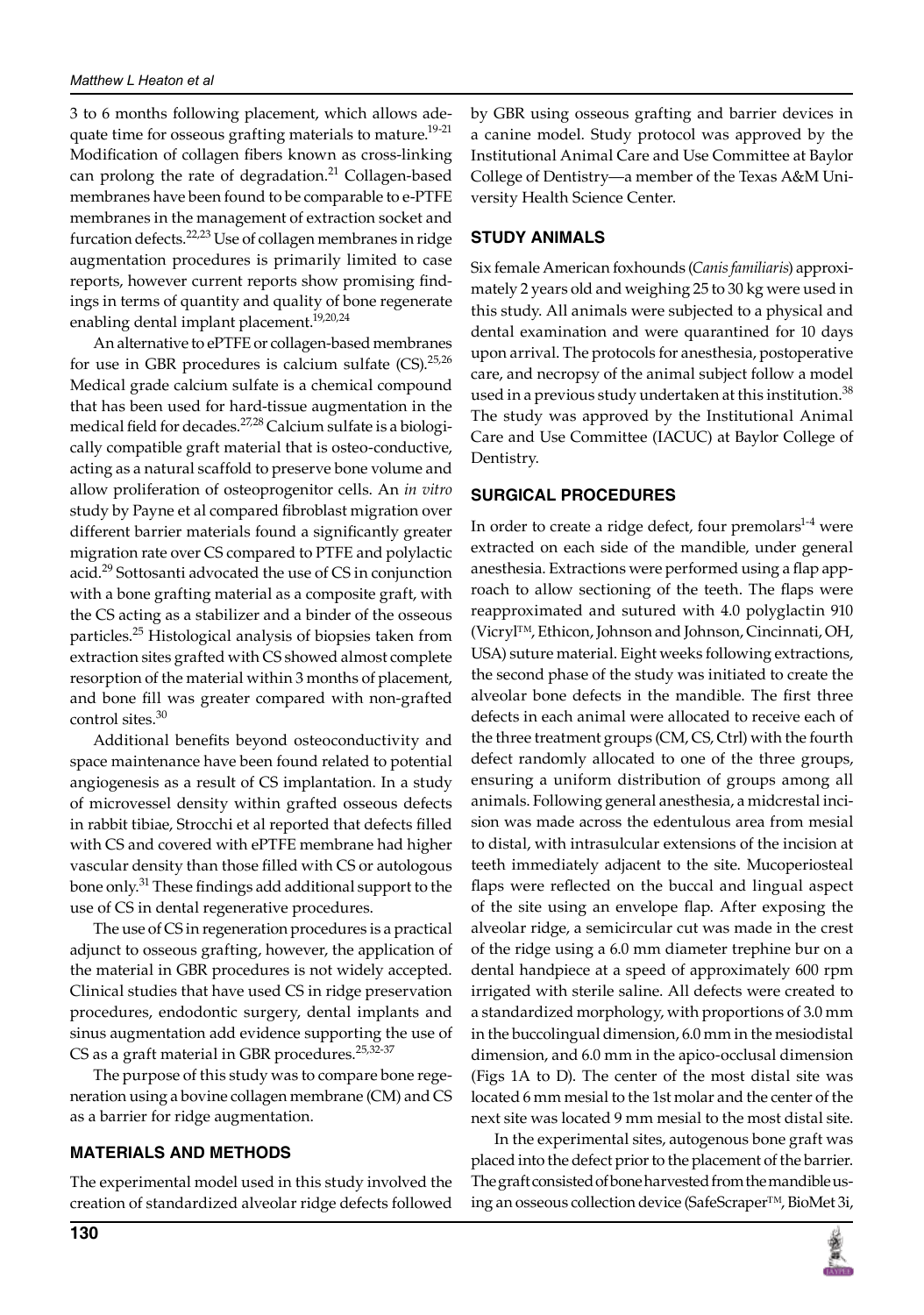3 to 6 months following placement, which allows adequate time for osseous grafting materials to mature.[19-21] Modification of collagen fibers known as cross-linking can prolong the rate of degradation.[21] Collagen-based membranes have been found to be comparable to e-PTFE membranes in the management of extraction socket and furcation defects.[22,23] Use of collagen membranes in ridge augmentation procedures is primarily limited to case reports, however current reports show promising findings in terms of quantity and quality of bone regenerate enabling dental implant placement.[19,20,24]

An alternative to ePTFE or collagen-based membranes for use in GBR procedures is calcium sulfate (CS).[25,26] Medical grade calcium sulfate is a chemical compound that has been used for hard-tissue augmentation in the medical field for decades.[27,28] Calcium sulfate is a biologically compatible graft material that is osteo-conductive, acting as a natural scaffold to preserve bone volume and allow proliferation of osteoprogenitor cells. An *in vitro* study by Payne et al compared fibroblast migration over different barrier materials found a significantly greater migration rate over CS compared to PTFE and polylactic acid.[29] Sottosanti advocated the use of CS in conjunction with a bone grafting material as a composite graft, with the CS acting as a stabilizer and a binder of the osseous particles.[25] Histological analysis of biopsies taken from extraction sites grafted with CS showed almost complete resorption of the material within 3 months of placement, and bone fill was greater compared with non-grafted control sites.[30]

Additional benefits beyond osteoconductivity and space maintenance have been found related to potential angiogenesis as a result of CS implantation. In a study of microvessel density within grafted osseous defects in rabbit tibiae, Strocchi et al reported that defects filled with CS and covered with ePTFE membrane had higher vascular density than those filled with CS or autologous bone only.[31] These findings add additional support to the use of CS in dental regenerative procedures.

The use of CS in regeneration procedures is a practical adjunct to osseous grafting, however, the application of the material in GBR procedures is not widely accepted. Clinical studies that have used CS in ridge preservation procedures, endodontic surgery, dental implants and sinus augmentation add evidence supporting the use of CS as a graft material in GBR procedures.[25,32-37]

The purpose of this study was to compare bone regeneration using a bovine collagen membrane (CM) and CS as a barrier for ridge augmentation.

## MATERIALS AND METHODS

The experimental model used in this study involved the creation of standardized alveolar ridge defects followed by GBR using osseous grafting and barrier devices in a canine model. Study protocol was approved by the Institutional Animal Care and Use Committee at Baylor College of Dentistry—a member of the Texas A&M University Health Science Center.

## STUDY ANIMALS

Six female American foxhounds (*Canis familiaris*) approximately 2 years old and weighing 25 to 30 kg were used in this study. All animals were subjected to a physical and dental examination and were quarantined for 10 days upon arrival. The protocols for anesthesia, postoperative care, and necropsy of the animal subject follow a model used in a previous study undertaken at this institution.[38] The study was approved by the Institutional Animal Care and Use Committee (IACUC) at Baylor College of Dentistry.

## SURGICAL PROCEDURES

In order to create a ridge defect, four premolars[1-4] were extracted on each side of the mandible, under general anesthesia. Extractions were performed using a flap approach to allow sectioning of the teeth. The flaps were reapproximated and sutured with 4.0 polyglactin 910 (Vicryl™, Ethicon, Johnson and Johnson, Cincinnati, OH, USA) suture material. Eight weeks following extractions, the second phase of the study was initiated to create the alveolar bone defects in the mandible. The first three defects in each animal were allocated to receive each of the three treatment groups (CM, CS, Ctrl) with the fourth defect randomly allocated to one of the three groups, ensuring a uniform distribution of groups among all animals. Following general anesthesia, a midcrestal incision was made across the edentulous area from mesial to distal, with intrasulcular extensions of the incision at teeth immediately adjacent to the site. Mucoperiosteal flaps were reflected on the buccal and lingual aspect of the site using an envelope flap. After exposing the alveolar ridge, a semicircular cut was made in the crest of the ridge using a 6.0 mm diameter trephine bur on a dental handpiece at a speed of approximately 600 rpm irrigated with sterile saline. All defects were created to a standardized morphology, with proportions of 3.0 mm in the buccolingual dimension, 6.0 mm in the mesiodistal dimension, and 6.0 mm in the apico-occlusal dimension (Figs 1A to D). The center of the most distal site was located 6 mm mesial to the 1st molar and the center of the next site was located 9 mm mesial to the most distal site.

In the experimental sites, autogenous bone graft was placed into the defect prior to the placement of the barrier. The graft consisted of bone harvested from the mandible using an osseous collection device (SafeScraper™, BioMet 3i,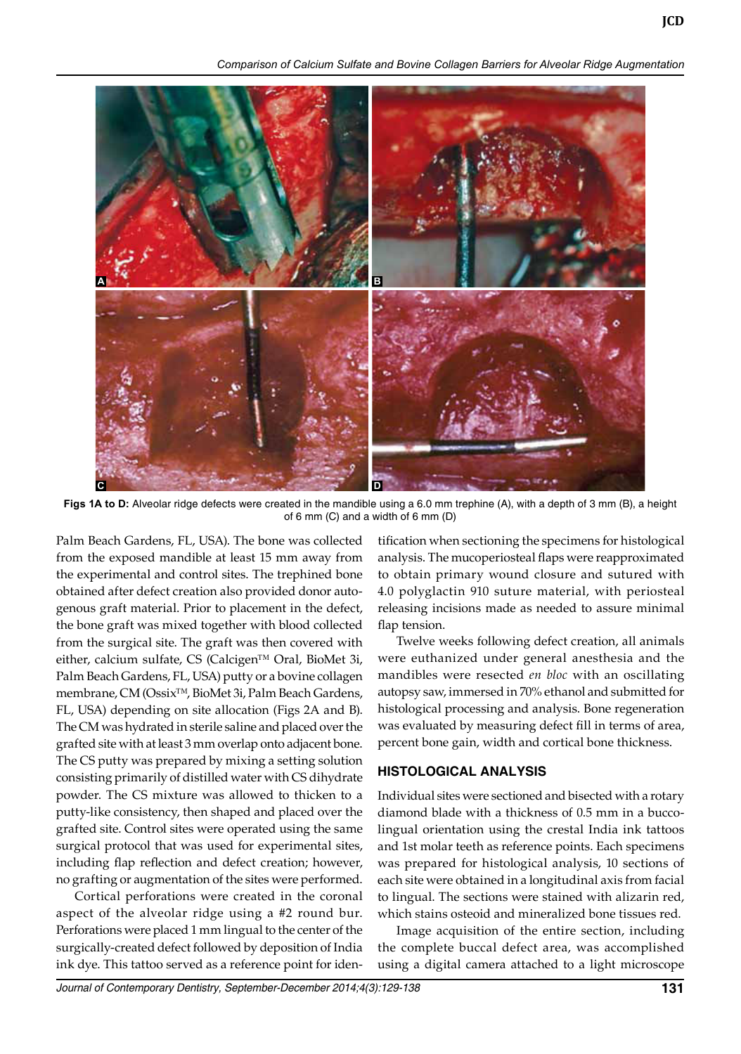Figs 1A to D: Alveolar ridge defects were created in the mandible using a 6.0 mm trephine (A), with a depth of 3 mm (B), a height of 6 mm (C) and a width of 6 mm (D)

Palm Beach Gardens, FL, USA). The bone was collected from the exposed mandible at least 15 mm away from the experimental and control sites. The trephined bone obtained after defect creation also provided donor autogenous graft material. Prior to placement in the defect, the bone graft was mixed together with blood collected from the surgical site. The graft was then covered with either, calcium sulfate, CS (Calcigen™ Oral, BioMet 3i, Palm Beach Gardens, FL, USA) putty or a bovine collagen membrane, CM (Ossix™, BioMet 3i, Palm Beach Gardens, FL, USA) depending on site allocation (Figs 2A and B). The CM was hydrated in sterile saline and placed over the grafted site with at least 3 mm overlap onto adjacent bone. The CS putty was prepared by mixing a setting solution consisting primarily of distilled water with CS dihydrate powder. The CS mixture was allowed to thicken to a putty-like consistency, then shaped and placed over the grafted site. Control sites were operated using the same surgical protocol that was used for experimental sites, including flap reflection and defect creation; however, no grafting or augmentation of the sites were performed.

Cortical perforations were created in the coronal aspect of the alveolar ridge using a #2 round bur. Perforations were placed 1 mm lingual to the center of the surgically-created defect followed by deposition of India ink dye. This tattoo served as a reference point for identification when sectioning the specimens for histological analysis. The mucoperiosteal flaps were reapproximated to obtain primary wound closure and sutured with 4.0 polyglactin 910 suture material, with periosteal releasing incisions made as needed to assure minimal flap tension.

Twelve weeks following defect creation, all animals were euthanized under general anesthesia and the mandibles were resected *en bloc* with an oscillating autopsy saw, immersed in 70% ethanol and submitted for histological processing and analysis. Bone regeneration was evaluated by measuring defect fill in terms of area, percent bone gain, width and cortical bone thickness.

## HISTOLOGICAL ANALYSIS

Individual sites were sectioned and bisected with a rotary diamond blade with a thickness of 0.5 mm in a bucco-lingual orientation using the crestal India ink tattoos and 1st molar teeth as reference points. Each specimens was prepared for histological analysis, 10 sections of each site were obtained in a longitudinal axis from facial to lingual. The sections were stained with alizarin red, which stains osteoid and mineralized bone tissues red.

Image acquisition of the entire section, including the complete buccal defect area, was accomplished using a digital camera attached to a light microscope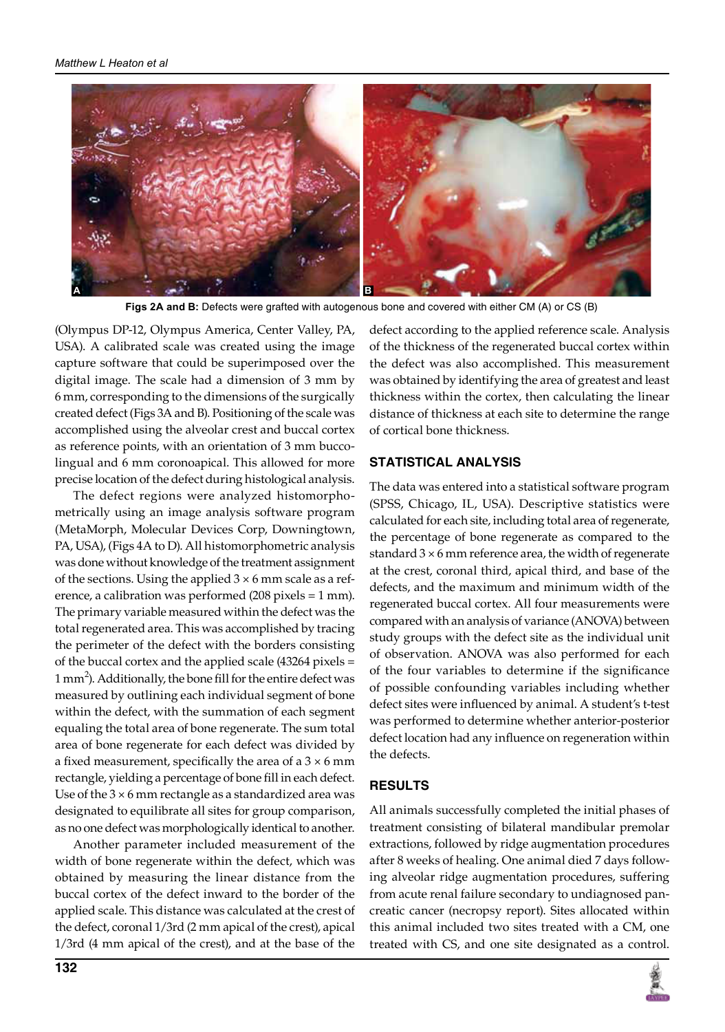Figs 2A and B: Defects were grafted with autogenous bone and covered with either CM (A) or CS (B)

(Olympus DP-12, Olympus America, Center Valley, PA, USA). A calibrated scale was created using the image capture software that could be superimposed over the digital image. The scale had a dimension of 3 mm by 6 mm, corresponding to the dimensions of the surgically created defect (Figs 3A and B). Positioning of the scale was accomplished using the alveolar crest and buccal cortex as reference points, with an orientation of 3 mm buccolingual and 6 mm coronoapical. This allowed for more precise location of the defect during histological analysis.

The defect regions were analyzed histomorphometrically using an image analysis software program (MetaMorph, Molecular Devices Corp, Downingtown, PA, USA), (Figs 4A to D). All histomorphometric analysis was done without knowledge of the treatment assignment of the sections. Using the applied 3 × 6 mm scale as a reference, a calibration was performed (208 pixels = 1 mm). The primary variable measured within the defect was the total regenerated area. This was accomplished by tracing the perimeter of the defect with the borders consisting of the buccal cortex and the applied scale (43264 pixels = 1 mm$^2$). Additionally, the bone fill for the entire defect was measured by outlining each individual segment of bone within the defect, with the summation of each segment equaling the total area of bone regenerate. The sum total area of bone regenerate for each defect was divided by a fixed measurement, specifically the area of a 3 × 6 mm rectangle, yielding a percentage of bone fill in each defect. Use of the 3 × 6 mm rectangle as a standardized area was designated to equilibrate all sites for group comparison, as no one defect was morphologically identical to another.

Another parameter included measurement of the width of bone regenerate within the defect, which was obtained by measuring the linear distance from the buccal cortex of the defect inward to the border of the applied scale. This distance was calculated at the crest of the defect, coronal 1/3rd (2 mm apical of the crest), apical 1/3rd (4 mm apical of the crest), and at the base of the defect according to the applied reference scale. Analysis of the thickness of the regenerated buccal cortex within the defect was also accomplished. This measurement was obtained by identifying the area of greatest and least thickness within the cortex, then calculating the linear distance of thickness at each site to determine the range of cortical bone thickness.

## STATISTICAL ANALYSIS

The data was entered into a statistical software program (SPSS, Chicago, IL, USA). Descriptive statistics were calculated for each site, including total area of regenerate, the percentage of bone regenerate as compared to the standard 3 × 6 mm reference area, the width of regenerate at the crest, coronal third, apical third, and base of the defects, and the maximum and minimum width of the regenerated buccal cortex. All four measurements were compared with an analysis of variance (ANOVA) between study groups with the defect site as the individual unit of observation. ANOVA was also performed for each of the four variables to determine if the significance of possible confounding variables including whether defect sites were influenced by animal. A student's t-test was performed to determine whether anterior-posterior defect location had any influence on regeneration within the defects.

## RESULTS

All animals successfully completed the initial phases of treatment consisting of bilateral mandibular premolar extractions, followed by ridge augmentation procedures after 8 weeks of healing. One animal died 7 days following alveolar ridge augmentation procedures, suffering from acute renal failure secondary to undiagnosed pancreatic cancer (necropsy report). Sites allocated within this animal included two sites treated with a CM, one treated with CS, and one site designated as a control.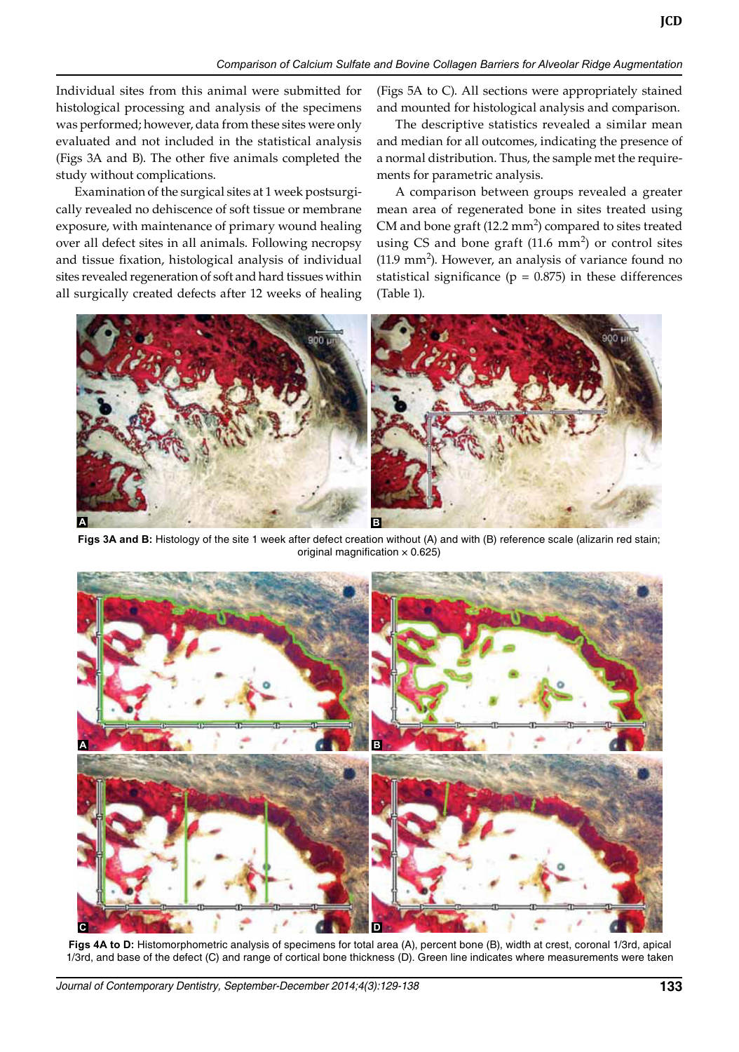Individual sites from this animal were submitted for histological processing and analysis of the specimens was performed; however, data from these sites were only evaluated and not included in the statistical analysis (Figs 3A and B). The other five animals completed the study without complications.

Examination of the surgical sites at 1 week postsurgically revealed no dehiscence of soft tissue or membrane exposure, with maintenance of primary wound healing over all defect sites in all animals. Following necropsy and tissue fixation, histological analysis of individual sites revealed regeneration of soft and hard tissues within all surgically created defects after 12 weeks of healing (Figs 5A to C). All sections were appropriately stained and mounted for histological analysis and comparison.

The descriptive statistics revealed a similar mean and median for all outcomes, indicating the presence of a normal distribution. Thus, the sample met the requirements for parametric analysis.

A comparison between groups revealed a greater mean area of regenerated bone in sites treated using CM and bone graft (12.2 $mm^2$) compared to sites treated using CS and bone graft (11.6 $mm^2$) or control sites (11.9 $mm^2$). However, an analysis of variance found no statistical significance ($p = 0.875$) in these differences (Table 1).

**Figs 3A and B:** Histology of the site 1 week after defect creation without (A) and with (B) reference scale (alizarin red stain; original magnification × 0.625)

**Figs 4A to D:** Histomorphometric analysis of specimens for total area (A), percent bone (B), width at crest, coronal 1/3rd, apical 1/3rd, and base of the defect (C) and range of cortical bone thickness (D). Green line indicates where measurements were taken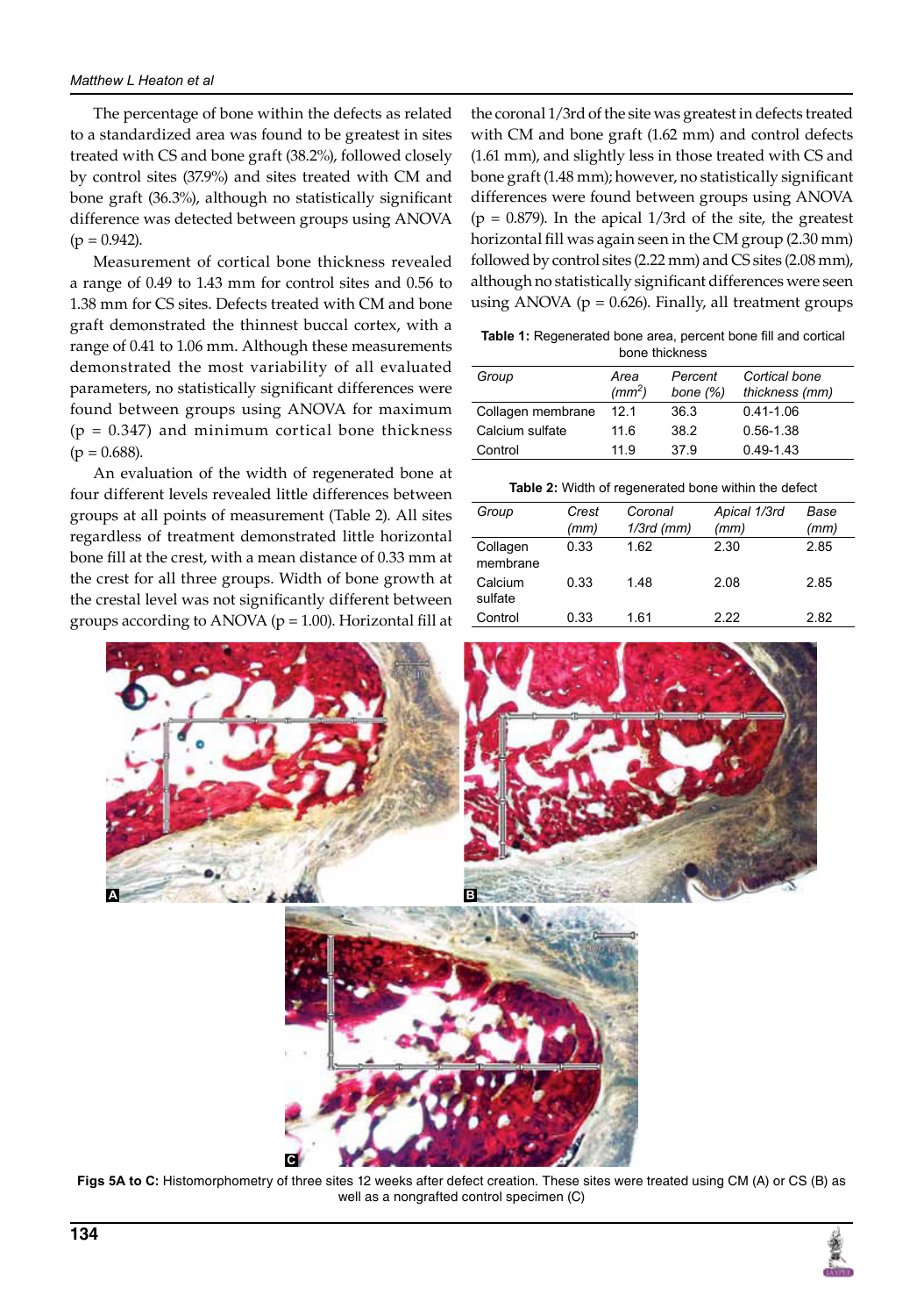The percentage of bone within the defects as related to a standardized area was found to be greatest in sites treated with CS and bone graft (38.2%), followed closely by control sites (37.9%) and sites treated with CM and bone graft (36.3%), although no statistically significant difference was detected between groups using ANOVA ($p = 0.942$).

Measurement of cortical bone thickness revealed a range of 0.49 to 1.43 mm for control sites and 0.56 to 1.38 mm for CS sites. Defects treated with CM and bone graft demonstrated the thinnest buccal cortex, with a range of 0.41 to 1.06 mm. Although these measurements demonstrated the most variability of all evaluated parameters, no statistically significant differences were found between groups using ANOVA for maximum ($p = 0.347$) and minimum cortical bone thickness ($p = 0.688$).

An evaluation of the width of regenerated bone at four different levels revealed little differences between groups at all points of measurement (Table 2). All sites regardless of treatment demonstrated little horizontal bone fill at the crest, with a mean distance of 0.33 mm at the crest for all three groups. Width of bone growth at the crestal level was not significantly different between groups according to ANOVA ($p = 1.00$). Horizontal fill at the coronal 1/3rd of the site was greatest in defects treated with CM and bone graft (1.62 mm) and control defects (1.61 mm), and slightly less in those treated with CS and bone graft (1.48 mm); however, no statistically significant differences were found between groups using ANOVA ($p = 0.879$). In the apical 1/3rd of the site, the greatest horizontal fill was again seen in the CM group (2.30 mm) followed by control sites (2.22 mm) and CS sites (2.08 mm), although no statistically significant differences were seen using ANOVA ($p = 0.626$). Finally, all treatment groups

**Table 1:** Regenerated bone area, percent bone fill and cortical bone thickness

| *Group* | *Area ($mm^2$)* | *Percent bone (%)* | *Cortical bone thickness (mm)* |
|---|---|---|---|
| Collagen membrane | 12.1 | 36.3 | 0.41-1.06 |
| Calcium sulfate | 11.6 | 38.2 | 0.56-1.38 |
| Control | 11.9 | 37.9 | 0.49-1.43 |

**Table 2:** Width of regenerated bone within the defect

| *Group* | *Crest (mm)* | *Coronal 1/3rd (mm)* | *Apical 1/3rd (mm)* | *Base (mm)* |
|---|---|---|---|---|
| Collagen membrane | 0.33 | 1.62 | 2.30 | 2.85 |
| Calcium sulfate | 0.33 | 1.48 | 2.08 | 2.85 |
| Control | 0.33 | 1.61 | 2.22 | 2.82 |

**Figs 5A to C:** Histomorphometry of three sites 12 weeks after defect creation. These sites were treated using CM (A) or CS (B) as well as a nongrafted control specimen (C)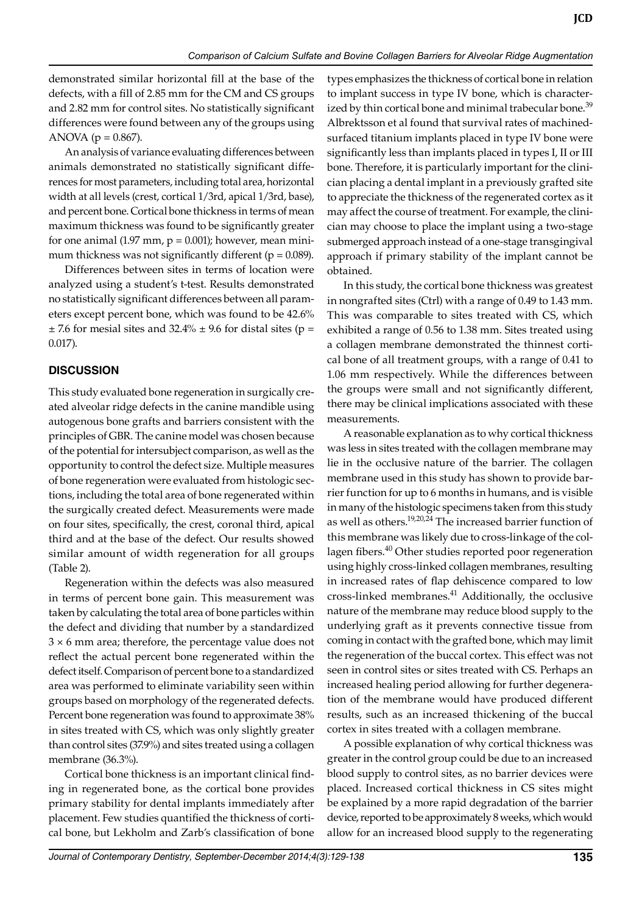demonstrated similar horizontal fill at the base of the defects, with a fill of 2.85 mm for the CM and CS groups and 2.82 mm for control sites. No statistically significant differences were found between any of the groups using ANOVA ($p = 0.867$).

An analysis of variance evaluating differences between animals demonstrated no statistically significant differences for most parameters, including total area, horizontal width at all levels (crest, cortical 1/3rd, apical 1/3rd, base), and percent bone. Cortical bone thickness in terms of mean maximum thickness was found to be significantly greater for one animal (1.97 mm, $p = 0.001$); however, mean minimum thickness was not significantly different ($p = 0.089$).

Differences between sites in terms of location were analyzed using a student's t-test. Results demonstrated no statistically significant differences between all parameters except percent bone, which was found to be 42.6% $\pm$ 7.6 for mesial sites and 32.4% $\pm$ 9.6 for distal sites ($p = 0.017$).

## DISCUSSION

This study evaluated bone regeneration in surgically created alveolar ridge defects in the canine mandible using autogenous bone grafts and barriers consistent with the principles of GBR. The canine model was chosen because of the potential for intersubject comparison, as well as the opportunity to control the defect size. Multiple measures of bone regeneration were evaluated from histologic sections, including the total area of bone regenerated within the surgically created defect. Measurements were made on four sites, specifically, the crest, coronal third, apical third and at the base of the defect. Our results showed similar amount of width regeneration for all groups (Table 2).

Regeneration within the defects was also measured in terms of percent bone gain. This measurement was taken by calculating the total area of bone particles within the defect and dividing that number by a standardized $3 \times 6$ mm area; therefore, the percentage value does not reflect the actual percent bone regenerated within the defect itself. Comparison of percent bone to a standardized area was performed to eliminate variability seen within groups based on morphology of the regenerated defects. Percent bone regeneration was found to approximate 38% in sites treated with CS, which was only slightly greater than control sites (37.9%) and sites treated using a collagen membrane (36.3%).

Cortical bone thickness is an important clinical finding in regenerated bone, as the cortical bone provides primary stability for dental implants immediately after placement. Few studies quantified the thickness of cortical bone, but Lekholm and Zarb's classification of bone types emphasizes the thickness of cortical bone in relation to implant success in type IV bone, which is characterized by thin cortical bone and minimal trabecular bone.[39] Albrektsson et al found that survival rates of machined-surfaced titanium implants placed in type IV bone were significantly less than implants placed in types I, II or III bone. Therefore, it is particularly important for the clinician placing a dental implant in a previously grafted site to appreciate the thickness of the regenerated cortex as it may affect the course of treatment. For example, the clinician may choose to place the implant using a two-stage submerged approach instead of a one-stage transgingival approach if primary stability of the implant cannot be obtained.

In this study, the cortical bone thickness was greatest in nongrafted sites (Ctrl) with a range of 0.49 to 1.43 mm. This was comparable to sites treated with CS, which exhibited a range of 0.56 to 1.38 mm. Sites treated using a collagen membrane demonstrated the thinnest cortical bone of all treatment groups, with a range of 0.41 to 1.06 mm respectively. While the differences between the groups were small and not significantly different, there may be clinical implications associated with these measurements.

A reasonable explanation as to why cortical thickness was less in sites treated with the collagen membrane may lie in the occlusive nature of the barrier. The collagen membrane used in this study has shown to provide barrier function for up to 6 months in humans, and is visible in many of the histologic specimens taken from this study as well as others.[19,20,24] The increased barrier function of this membrane was likely due to cross-linkage of the collagen fibers.[40] Other studies reported poor regeneration using highly cross-linked collagen membranes, resulting in increased rates of flap dehiscence compared to low cross-linked membranes.[41] Additionally, the occlusive nature of the membrane may reduce blood supply to the underlying graft as it prevents connective tissue from coming in contact with the grafted bone, which may limit the regeneration of the buccal cortex. This effect was not seen in control sites or sites treated with CS. Perhaps an increased healing period allowing for further degeneration of the membrane would have produced different results, such as an increased thickening of the buccal cortex in sites treated with a collagen membrane.

A possible explanation of why cortical thickness was greater in the control group could be due to an increased blood supply to control sites, as no barrier devices were placed. Increased cortical thickness in CS sites might be explained by a more rapid degradation of the barrier device, reported to be approximately 8 weeks, which would allow for an increased blood supply to the regenerating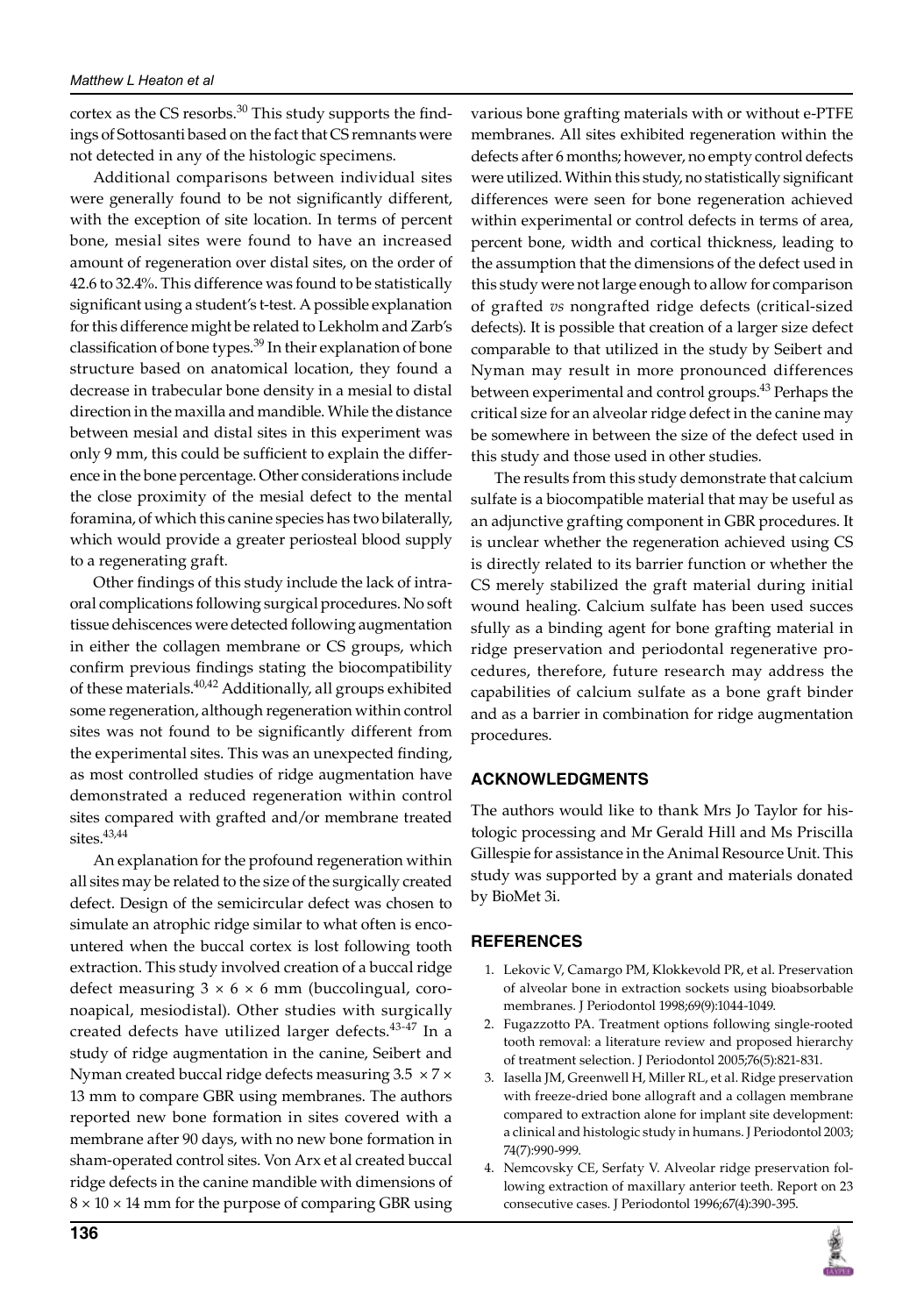cortex as the CS resorbs.[30] This study supports the findings of Sottosanti based on the fact that CS remnants were not detected in any of the histologic specimens.

Additional comparisons between individual sites were generally found to be not significantly different, with the exception of site location. In terms of percent bone, mesial sites were found to have an increased amount of regeneration over distal sites, on the order of 42.6 to 32.4%. This difference was found to be statistically significant using a student's t-test. A possible explanation for this difference might be related to Lekholm and Zarb's classification of bone types.[39] In their explanation of bone structure based on anatomical location, they found a decrease in trabecular bone density in a mesial to distal direction in the maxilla and mandible. While the distance between mesial and distal sites in this experiment was only 9 mm, this could be sufficient to explain the difference in the bone percentage. Other considerations include the close proximity of the mesial defect to the mental foramina, of which this canine species has two bilaterally, which would provide a greater periosteal blood supply to a regenerating graft.

Other findings of this study include the lack of intraoral complications following surgical procedures. No soft tissue dehiscences were detected following augmentation in either the collagen membrane or CS groups, which confirm previous findings stating the biocompatibility of these materials.[40,42] Additionally, all groups exhibited some regeneration, although regeneration within control sites was not found to be significantly different from the experimental sites. This was an unexpected finding, as most controlled studies of ridge augmentation have demonstrated a reduced regeneration within control sites compared with grafted and/or membrane treated sites.[43,44]

An explanation for the profound regeneration within all sites may be related to the size of the surgically created defect. Design of the semicircular defect was chosen to simulate an atrophic ridge similar to what often is encountered when the buccal cortex is lost following tooth extraction. This study involved creation of a buccal ridge defect measuring 3 × 6 × 6 mm (buccolingual, coronoapical, mesiodistal). Other studies with surgically created defects have utilized larger defects.[43-47] In a study of ridge augmentation in the canine, Seibert and Nyman created buccal ridge defects measuring 3.5 × 7 × 13 mm to compare GBR using membranes. The authors reported new bone formation in sites covered with a membrane after 90 days, with no new bone formation in sham-operated control sites. Von Arx et al created buccal ridge defects in the canine mandible with dimensions of 8 × 10 × 14 mm for the purpose of comparing GBR using various bone grafting materials with or without e-PTFE membranes. All sites exhibited regeneration within the defects after 6 months; however, no empty control defects were utilized. Within this study, no statistically significant differences were seen for bone regeneration achieved within experimental or control defects in terms of area, percent bone, width and cortical thickness, leading to the assumption that the dimensions of the defect used in this study were not large enough to allow for comparison of grafted *vs* nongrafted ridge defects (critical-sized defects). It is possible that creation of a larger size defect comparable to that utilized in the study by Seibert and Nyman may result in more pronounced differences between experimental and control groups.[43] Perhaps the critical size for an alveolar ridge defect in the canine may be somewhere in between the size of the defect used in this study and those used in other studies.

The results from this study demonstrate that calcium sulfate is a biocompatible material that may be useful as an adjunctive grafting component in GBR procedures. It is unclear whether the regeneration achieved using CS is directly related to its barrier function or whether the CS merely stabilized the graft material during initial wound healing. Calcium sulfate has been used succes sfully as a binding agent for bone grafting material in ridge preservation and periodontal regenerative procedures, therefore, future research may address the capabilities of calcium sulfate as a bone graft binder and as a barrier in combination for ridge augmentation procedures.

## ACKNOWLEDGMENTS

The authors would like to thank Mrs Jo Taylor for histologic processing and Mr Gerald Hill and Ms Priscilla Gillespie for assistance in the Animal Resource Unit. This study was supported by a grant and materials donated by BioMet 3i.

## REFERENCES

1. Lekovic V, Camargo PM, Klokkevold PR, et al. Preservation of alveolar bone in extraction sockets using bioabsorbable membranes. J Periodontol 1998;69(9):1044-1049.
2. Fugazzotto PA. Treatment options following single-rooted tooth removal: a literature review and proposed hierarchy of treatment selection. J Periodontol 2005;76(5):821-831.
3. Iasella JM, Greenwell H, Miller RL, et al. Ridge preservation with freeze-dried bone allograft and a collagen membrane compared to extraction alone for implant site development: a clinical and histologic study in humans. J Periodontol 2003; 74(7):990-999.
4. Nemcovsky CE, Serfaty V. Alveolar ridge preservation following extraction of maxillary anterior teeth. Report on 23 consecutive cases. J Periodontol 1996;67(4):390-395.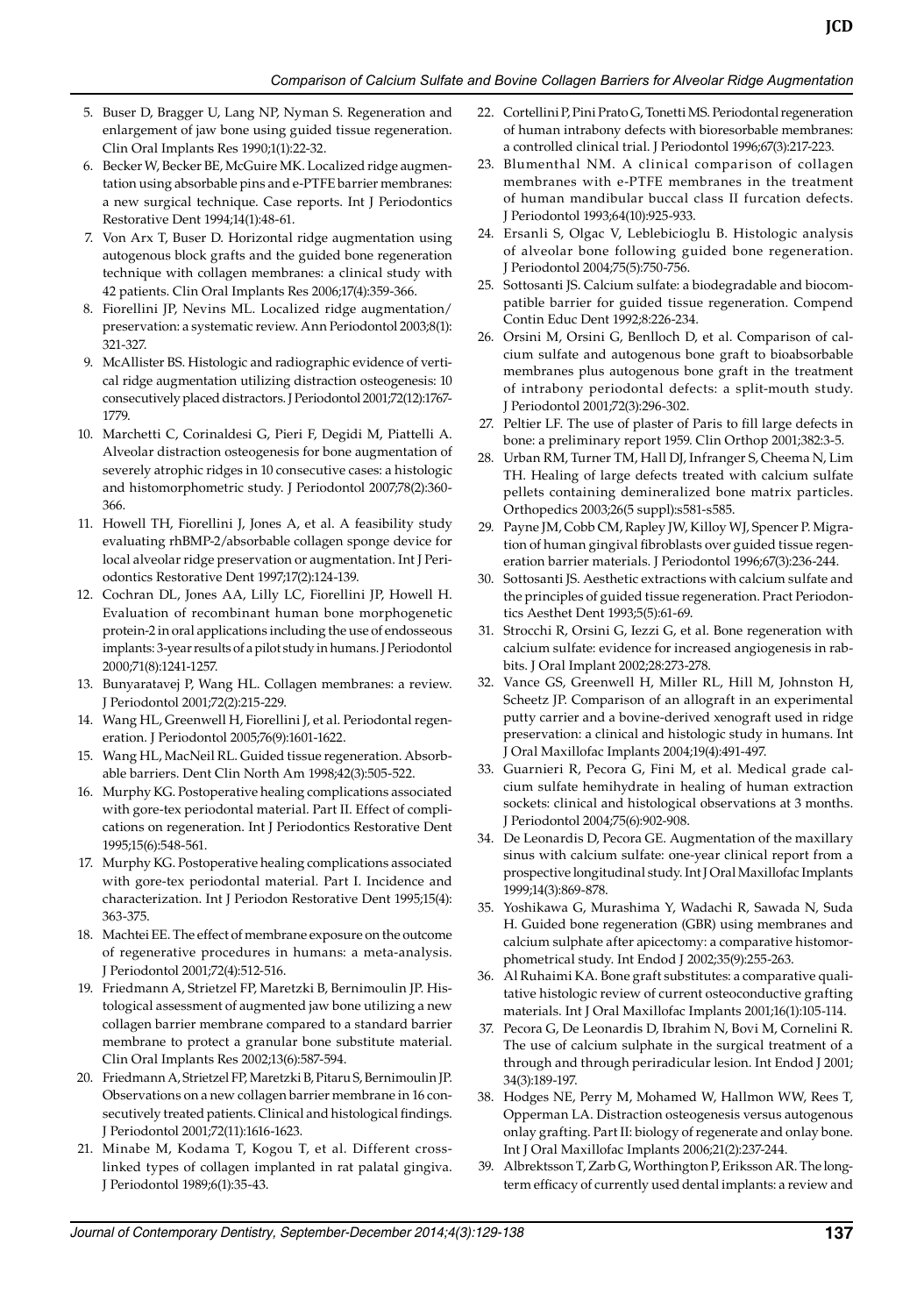5. Buser D, Bragger U, Lang NP, Nyman S. Regeneration and enlargement of jaw bone using guided tissue regeneration. Clin Oral Implants Res 1990;1(1):22-32.
6. Becker W, Becker BE, McGuire MK. Localized ridge augmentation using absorbable pins and e-PTFE barrier membranes: a new surgical technique. Case reports. Int J Periodontics Restorative Dent 1994;14(1):48-61.
7. Von Arx T, Buser D. Horizontal ridge augmentation using autogenous block grafts and the guided bone regeneration technique with collagen membranes: a clinical study with 42 patients. Clin Oral Implants Res 2006;17(4):359-366.
8. Fiorellini JP, Nevins ML. Localized ridge augmentation/preservation: a systematic review. Ann Periodontol 2003;8(1): 321-327.
9. McAllister BS. Histologic and radiographic evidence of vertical ridge augmentation utilizing distraction osteogenesis: 10 consecutively placed distractors. J Periodontol 2001;72(12):1767-1779.
10. Marchetti C, Corinaldesi G, Pieri F, Degidi M, Piattelli A. Alveolar distraction osteogenesis for bone augmentation of severely atrophic ridges in 10 consecutive cases: a histologic and histomorphometric study. J Periodontol 2007;78(2):360-366.
11. Howell TH, Fiorellini J, Jones A, et al. A feasibility study evaluating rhBMP-2/absorbable collagen sponge device for local alveolar ridge preservation or augmentation. Int J Periodontics Restorative Dent 1997;17(2):124-139.
12. Cochran DL, Jones AA, Lilly LC, Fiorellini JP, Howell H. Evaluation of recombinant human bone morphogenetic protein-2 in oral applications including the use of endosseous implants: 3-year results of a pilot study in humans. J Periodontol 2000;71(8):1241-1257.
13. Bunyaratavej P, Wang HL. Collagen membranes: a review. J Periodontol 2001;72(2):215-229.
14. Wang HL, Greenwell H, Fiorellini J, et al. Periodontal regeneration. J Periodontol 2005;76(9):1601-1622.
15. Wang HL, MacNeil RL. Guided tissue regeneration. Absorbable barriers. Dent Clin North Am 1998;42(3):505-522.
16. Murphy KG. Postoperative healing complications associated with gore-tex periodontal material. Part II. Effect of complications on regeneration. Int J Periodontics Restorative Dent 1995;15(6):548-561.
17. Murphy KG. Postoperative healing complications associated with gore-tex periodontal material. Part I. Incidence and characterization. Int J Periodon Restorative Dent 1995;15(4): 363-375.
18. Machtei EE. The effect of membrane exposure on the outcome of regenerative procedures in humans: a meta-analysis. J Periodontol 2001;72(4):512-516.
19. Friedmann A, Strietzel FP, Maretzki B, Bernimoulin JP. Histological assessment of augmented jaw bone utilizing a new collagen barrier membrane compared to a standard barrier membrane to protect a granular bone substitute material. Clin Oral Implants Res 2002;13(6):587-594.
20. Friedmann A, Strietzel FP, Maretzki B, Pitaru S, Bernimoulin JP. Observations on a new collagen barrier membrane in 16 consecutively treated patients. Clinical and histological findings. J Periodontol 2001;72(11):1616-1623.
21. Minabe M, Kodama T, Kogou T, et al. Different cross-linked types of collagen implanted in rat palatal gingiva. J Periodontol 1989;6(1):35-43.
22. Cortellini P, Pini Prato G, Tonetti MS. Periodontal regeneration of human intrabony defects with bioresorbable membranes: a controlled clinical trial. J Periodontol 1996;67(3):217-223.
23. Blumenthal NM. A clinical comparison of collagen membranes with e-PTFE membranes in the treatment of human mandibular buccal class II furcation defects. J Periodontol 1993;64(10):925-933.
24. Ersanli S, Olgac V, Leblebicioglu B. Histologic analysis of alveolar bone following guided bone regeneration. J Periodontol 2004;75(5):750-756.
25. Sottosanti JS. Calcium sulfate: a biodegradable and biocompatible barrier for guided tissue regeneration. Compend Contin Educ Dent 1992;8:226-234.
26. Orsini M, Orsini G, Benlloch D, et al. Comparison of calcium sulfate and autogenous bone graft to bioabsorbable membranes plus autogenous bone graft in the treatment of intrabony periodontal defects: a split-mouth study. J Periodontol 2001;72(3):296-302.
27. Peltier LF. The use of plaster of Paris to fill large defects in bone: a preliminary report 1959. Clin Orthop 2001;382:3-5.
28. Urban RM, Turner TM, Hall DJ, Infranger S, Cheema N, Lim TH. Healing of large defects treated with calcium sulfate pellets containing demineralized bone matrix particles. Orthopedics 2003;26(5 suppl):s581-s585.
29. Payne JM, Cobb CM, Rapley JW, Killoy WJ, Spencer P. Migration of human gingival fibroblasts over guided tissue regeneration barrier materials. J Periodontol 1996;67(3):236-244.
30. Sottosanti JS. Aesthetic extractions with calcium sulfate and the principles of guided tissue regeneration. Pract Periodontics Aesthet Dent 1993;5(5):61-69.
31. Strocchi R, Orsini G, Iezzi G, et al. Bone regeneration with calcium sulfate: evidence for increased angiogenesis in rabbits. J Oral Implant 2002;28:273-278.
32. Vance GS, Greenwell H, Miller RL, Hill M, Johnston H, Scheetz JP. Comparison of an allograft in an experimental putty carrier and a bovine-derived xenograft used in ridge preservation: a clinical and histologic study in humans. Int J Oral Maxillofac Implants 2004;19(4):491-497.
33. Guarnieri R, Pecora G, Fini M, et al. Medical grade calcium sulfate hemihydrate in healing of human extraction sockets: clinical and histological observations at 3 months. J Periodontol 2004;75(6):902-908.
34. De Leonardis D, Pecora GE. Augmentation of the maxillary sinus with calcium sulfate: one-year clinical report from a prospective longitudinal study. Int J Oral Maxillofac Implants 1999;14(3):869-878.
35. Yoshikawa G, Murashima Y, Wadachi R, Sawada N, Suda H. Guided bone regeneration (GBR) using membranes and calcium sulphate after apicectomy: a comparative histomorphometrical study. Int Endod J 2002;35(9):255-263.
36. Al Ruhaimi KA. Bone graft substitutes: a comparative qualitative histologic review of current osteoconductive grafting materials. Int J Oral Maxillofac Implants 2001;16(1):105-114.
37. Pecora G, De Leonardis D, Ibrahim N, Bovi M, Cornelini R. The use of calcium sulphate in the surgical treatment of a through and through periradicular lesion. Int Endod J 2001; 34(3):189-197.
38. Hodges NE, Perry M, Mohamed W, Hallmon WW, Rees T, Opperman LA. Distraction osteogenesis versus autogenous onlay grafting. Part II: biology of regenerate and onlay bone. Int J Oral Maxillofac Implants 2006;21(2):237-244.
39. Albrektsson T, Zarb G, Worthington P, Eriksson AR. The long-term efficacy of currently used dental implants: a review and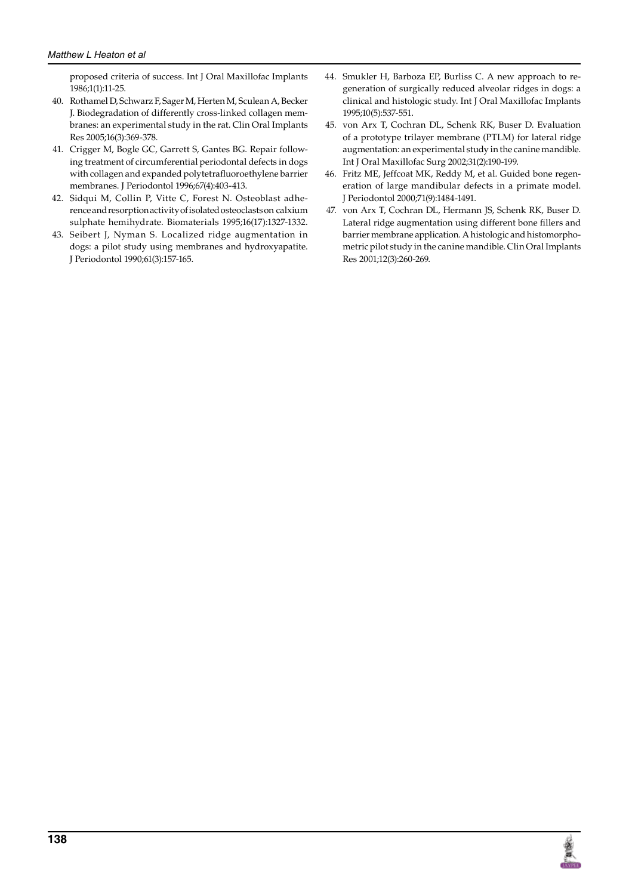proposed criteria of success. Int J Oral Maxillofac Implants 1986;1(1):11-25.

40. Rothamel D, Schwarz F, Sager M, Herten M, Sculean A, Becker J. Biodegradation of differently cross-linked collagen membranes: an experimental study in the rat. Clin Oral Implants Res 2005;16(3):369-378.
41. Crigger M, Bogle GC, Garrett S, Gantes BG. Repair following treatment of circumferential periodontal defects in dogs with collagen and expanded polytetrafluoroethylene barrier membranes. J Periodontol 1996;67(4):403-413.
42. Sidqui M, Collin P, Vitte C, Forest N. Osteoblast adherence and resorption activity of isolated osteoclasts on calxium sulphate hemihydrate. Biomaterials 1995;16(17):1327-1332.
43. Seibert J, Nyman S. Localized ridge augmentation in dogs: a pilot study using membranes and hydroxyapatite. J Periodontol 1990;61(3):157-165.
44. Smukler H, Barboza EP, Burliss C. A new approach to regeneration of surgically reduced alveolar ridges in dogs: a clinical and histologic study. Int J Oral Maxillofac Implants 1995;10(5):537-551.
45. von Arx T, Cochran DL, Schenk RK, Buser D. Evaluation of a prototype trilayer membrane (PTLM) for lateral ridge augmentation: an experimental study in the canine mandible. Int J Oral Maxillofac Surg 2002;31(2):190-199.
46. Fritz ME, Jeffcoat MK, Reddy M, et al. Guided bone regeneration of large mandibular defects in a primate model. J Periodontol 2000;71(9):1484-1491.
47. von Arx T, Cochran DL, Hermann JS, Schenk RK, Buser D. Lateral ridge augmentation using different bone fillers and barrier membrane application. A histologic and histomorphometric pilot study in the canine mandible. Clin Oral Implants Res 2001;12(3):260-269.